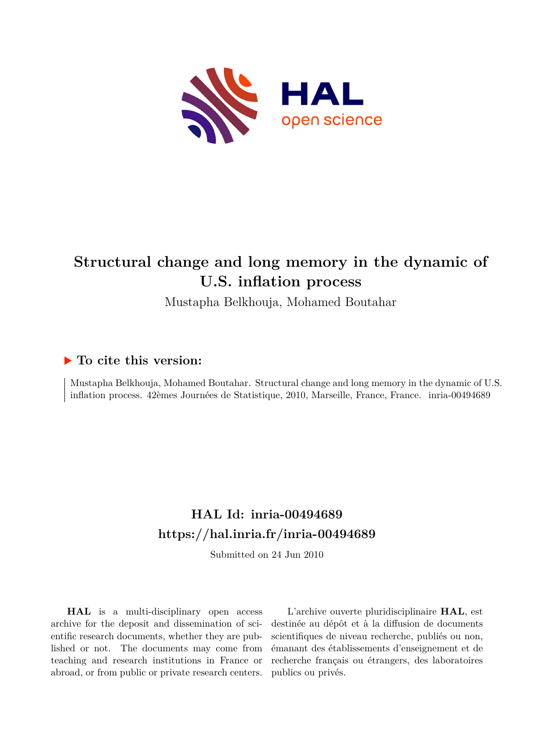# Structural change and long memory in the dynamic of U.S. inflation process

Mustapha Belkhouja, Mohamed Boutahar

## ▶ To cite this version:

Mustapha Belkhouja, Mohamed Boutahar. Structural change and long memory in the dynamic of U.S. inflation process. 42èmes Journées de Statistique, 2010, Marseille, France, France. inria-00494689

## HAL Id: inria-00494689
## https://hal.inria.fr/inria-00494689

Submitted on 24 Jun 2010

**HAL** is a multi-disciplinary open access archive for the deposit and dissemination of scientific research documents, whether they are published or not. The documents may come from teaching and research institutions in France or abroad, or from public or private research centers.

L'archive ouverte pluridisciplinaire **HAL**, est destinée au dépôt et à la diffusion de documents scientifiques de niveau recherche, publiés ou non, émanant des établissements d'enseignement et de recherche français ou étrangers, des laboratoires publics ou privés.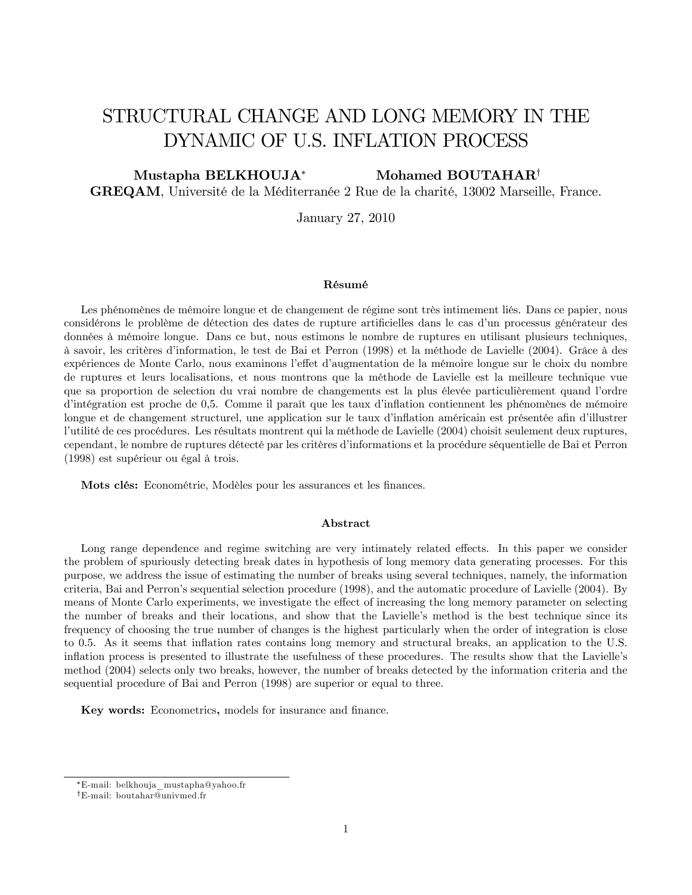# STRUCTURAL CHANGE AND LONG MEMORY IN THE DYNAMIC OF U.S. INFLATION PROCESS

**Mustapha BELKHOUJA**[*] **Mohamed BOUTAHAR**[†]

**GREQAM**, Université de la Méditerranée 2 Rue de la charité, 13002 Marseille, France.

January 27, 2010

#### Résumé

Les phénomènes de mémoire longue et de changement de régime sont très intimement liés. Dans ce papier, nous considérons le problème de détection des dates de rupture artificielles dans le cas d'un processus générateur des données à mémoire longue. Dans ce but, nous estimons le nombre de ruptures en utilisant plusieurs techniques, à savoir, les critères d'information, le test de Bai et Perron (1998) et la méthode de Lavielle (2004). Grâce à des expériences de Monte Carlo, nous examinons l'effet d'augmentation de la mémoire longue sur le choix du nombre de ruptures et leurs localisations, et nous montrons que la méthode de Lavielle est la meilleure technique vue que sa proportion de selection du vrai nombre de changements est la plus élevée particulièrement quand l'ordre d'intégration est proche de 0,5. Comme il paraît que les taux d'inflation contiennent les phénomènes de mémoire longue et de changement structurel, une application sur le taux d'inflation américain est présentée afin d'illustrer l'utilité de ces procédures. Les résultats montrent qui la méthode de Lavielle (2004) choisit seulement deux ruptures, cependant, le nombre de ruptures détecté par les critères d'informations et la procédure séquentielle de Bai et Perron (1998) est supérieur ou égal à trois.

**Mots clés:** Econométrie, Modèles pour les assurances et les finances.

#### Abstract

Long range dependence and regime switching are very intimately related effects. In this paper we consider the problem of spuriously detecting break dates in hypothesis of long memory data generating processes. For this purpose, we address the issue of estimating the number of breaks using several techniques, namely, the information criteria, Bai and Perron's sequential selection procedure (1998), and the automatic procedure of Lavielle (2004). By means of Monte Carlo experiments, we investigate the effect of increasing the long memory parameter on selecting the number of breaks and their locations, and show that the Lavielle's method is the best technique since its frequency of choosing the true number of changes is the highest particularly when the order of integration is close to 0.5. As it seems that inflation rates contains long memory and structural breaks, an application to the U.S. inflation process is presented to illustrate the usefulness of these procedures. The results show that the Lavielle's method (2004) selects only two breaks, however, the number of breaks detected by the information criteria and the sequential procedure of Bai and Perron (1998) are superior or equal to three.

**Key words:** Econometrics**,** models for insurance and finance.

---

[*] E-mail: belkhouja_mustapha@yahoo.fr

[†] E-mail: boutahar@univmed.fr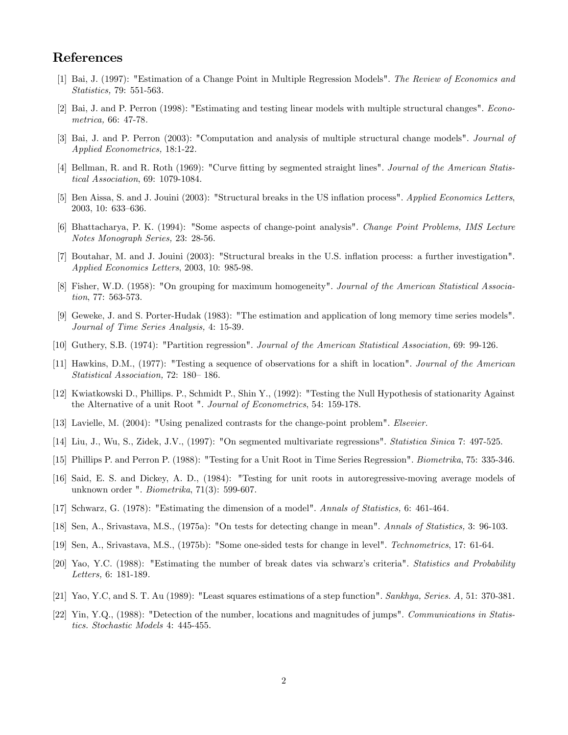## References

[1] Bai, J. (1997): "Estimation of a Change Point in Multiple Regression Models". *The Review of Economics and Statistics,* 79: 551-563.

[2] Bai, J. and P. Perron (1998): "Estimating and testing linear models with multiple structural changes". *Econometrica,* 66: 47-78.

[3] Bai, J. and P. Perron (2003): "Computation and analysis of multiple structural change models". *Journal of Applied Econometrics,* 18:1-22.

[4] Bellman, R. and R. Roth (1969): "Curve fitting by segmented straight lines". *Journal of the American Statistical Association*, 69: 1079-1084.

[5] Ben Aissa, S. and J. Jouini (2003): "Structural breaks in the US inflation process". *Applied Economics Letters*, 2003, 10: 633–636.

[6] Bhattacharya, P. K. (1994): "Some aspects of change-point analysis". *Change Point Problems, IMS Lecture Notes Monograph Series,* 23: 28-56.

[7] Boutahar, M. and J. Jouini (2003): "Structural breaks in the U.S. inflation process: a further investigation". *Applied Economics Letters*, 2003, 10: 985-98.

[8] Fisher, W.D. (1958): "On grouping for maximum homogeneity". *Journal of the American Statistical Association*, 77: 563-573.

[9] Geweke, J. and S. Porter-Hudak (1983): "The estimation and application of long memory time series models". *Journal of Time Series Analysis,* 4: 15-39.

[10] Guthery, S.B. (1974): "Partition regression". *Journal of the American Statistical Association,* 69: 99-126.

[11] Hawkins, D.M., (1977): "Testing a sequence of observations for a shift in location". *Journal of the American Statistical Association,* 72: 180– 186.

[12] Kwiatkowski D., Phillips. P., Schmidt P., Shin Y., (1992): "Testing the Null Hypothesis of stationarity Against the Alternative of a unit Root ". *Journal of Econometrics*, 54: 159-178.

[13] Lavielle, M. (2004): "Using penalized contrasts for the change-point problem". *Elsevier.*

[14] Liu, J., Wu, S., Zidek, J.V., (1997): "On segmented multivariate regressions". *Statistica Sinica* 7: 497-525.

[15] Phillips P. and Perron P. (1988): "Testing for a Unit Root in Time Series Regression". *Biometrika*, 75: 335-346.

[16] Said, E. S. and Dickey, A. D., (1984): "Testing for unit roots in autoregressive-moving average models of unknown order ". *Biometrika*, 71(3): 599-607.

[17] Schwarz, G. (1978): "Estimating the dimension of a model". *Annals of Statistics,* 6: 461-464.

[18] Sen, A., Srivastava, M.S., (1975a): "On tests for detecting change in mean". *Annals of Statistics,* 3: 96-103.

[19] Sen, A., Srivastava, M.S., (1975b): "Some one-sided tests for change in level". *Technometrics*, 17: 61-64.

[20] Yao, Y.C. (1988): "Estimating the number of break dates via schwarz's criteria". *Statistics and Probability Letters,* 6: 181-189.

[21] Yao, Y.C, and S. T. Au (1989): "Least squares estimations of a step function". *Sankhya, Series. A,* 51: 370-381.

[22] Yin, Y.Q., (1988): "Detection of the number, locations and magnitudes of jumps". *Communications in Statistics. Stochastic Models* 4: 445-455.